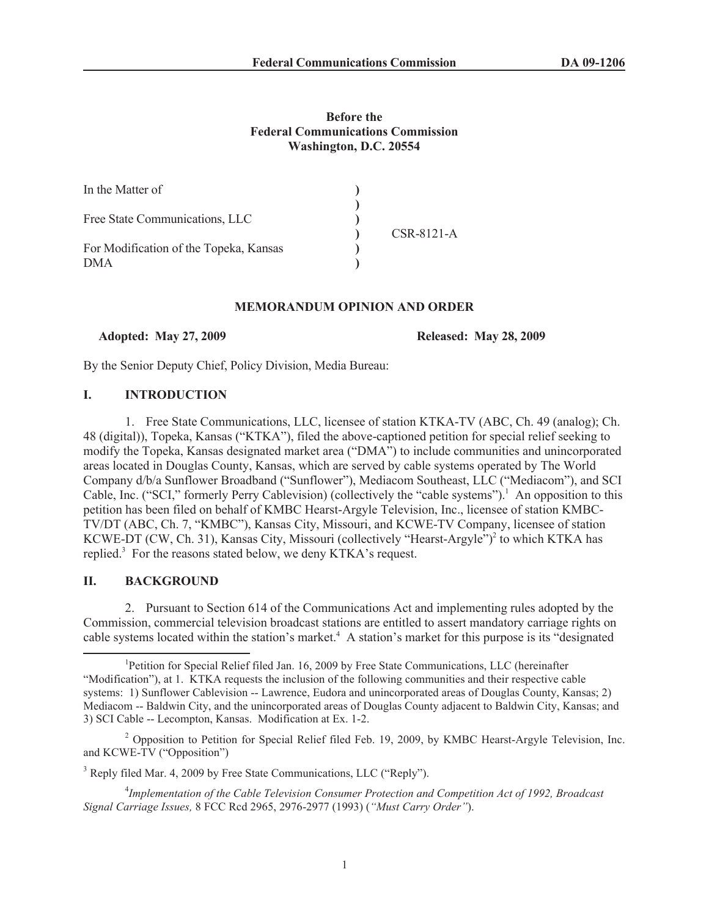**Before the**
**Federal Communications Commission**
**Washington, D.C. 20554**

| | | |
|---|---|---|
| In the Matter of | ) | |
| | ) | |
| Free State Communications, LLC | ) | |
| | ) | CSR-8121-A |
| For Modification of the Topeka, Kansas | ) | |
| DMA | ) | |

**MEMORANDUM OPINION AND ORDER**

**Adopted: May 27, 2009** **Released: May 28, 2009**

By the Senior Deputy Chief, Policy Division, Media Bureau:

## I. INTRODUCTION

1. Free State Communications, LLC, licensee of station KTKA-TV (ABC, Ch. 49 (analog); Ch. 48 (digital)), Topeka, Kansas ("KTKA"), filed the above-captioned petition for special relief seeking to modify the Topeka, Kansas designated market area ("DMA") to include communities and unincorporated areas located in Douglas County, Kansas, which are served by cable systems operated by The World Company d/b/a Sunflower Broadband ("Sunflower"), Mediacom Southeast, LLC ("Mediacom"), and SCI Cable, Inc. ("SCI," formerly Perry Cablevision) (collectively the "cable systems").[1] An opposition to this petition has been filed on behalf of KMBC Hearst-Argyle Television, Inc., licensee of station KMBC-TV/DT (ABC, Ch. 7, "KMBC"), Kansas City, Missouri, and KCWE-TV Company, licensee of station KCWE-DT (CW, Ch. 31), Kansas City, Missouri (collectively "Hearst-Argyle")[2] to which KTKA has replied.[3] For the reasons stated below, we deny KTKA's request.

## II. BACKGROUND

2. Pursuant to Section 614 of the Communications Act and implementing rules adopted by the Commission, commercial television broadcast stations are entitled to assert mandatory carriage rights on cable systems located within the station's market.[4] A station's market for this purpose is its "designated

---

[1] Petition for Special Relief filed Jan. 16, 2009 by Free State Communications, LLC (hereinafter "Modification"), at 1. KTKA requests the inclusion of the following communities and their respective cable systems: 1) Sunflower Cablevision -- Lawrence, Eudora and unincorporated areas of Douglas County, Kansas; 2) Mediacom -- Baldwin City, and the unincorporated areas of Douglas County adjacent to Baldwin City, Kansas; and 3) SCI Cable -- Lecompton, Kansas. Modification at Ex. 1-2.

[2] Opposition to Petition for Special Relief filed Feb. 19, 2009, by KMBC Hearst-Argyle Television, Inc. and KCWE-TV ("Opposition")

[3] Reply filed Mar. 4, 2009 by Free State Communications, LLC ("Reply").

[4] *Implementation of the Cable Television Consumer Protection and Competition Act of 1992, Broadcast Signal Carriage Issues,* 8 FCC Rcd 2965, 2976-2977 (1993) (*"Must Carry Order"*).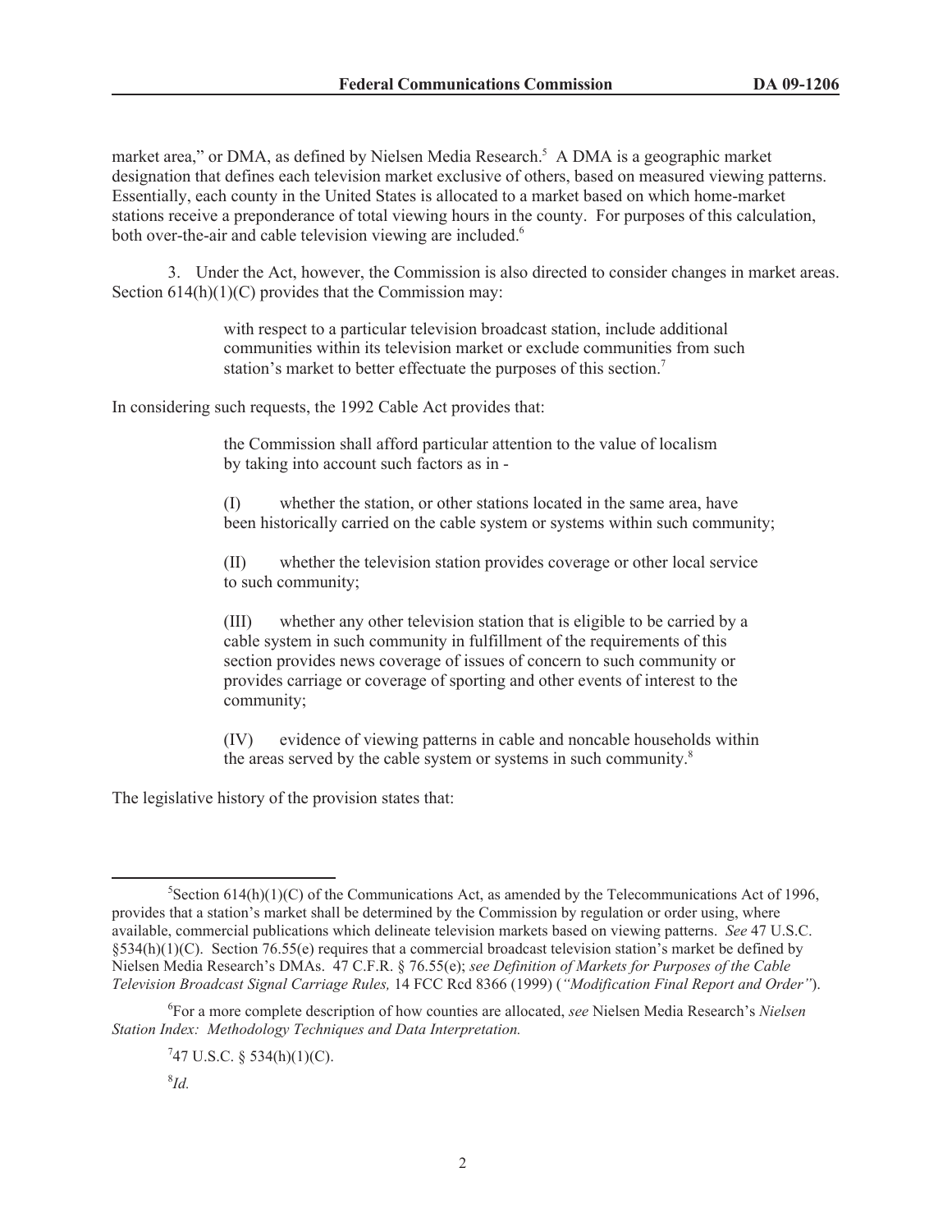market area," or DMA, as defined by Nielsen Media Research.[5] A DMA is a geographic market designation that defines each television market exclusive of others, based on measured viewing patterns. Essentially, each county in the United States is allocated to a market based on which home-market stations receive a preponderance of total viewing hours in the county. For purposes of this calculation, both over-the-air and cable television viewing are included.[6]

3. Under the Act, however, the Commission is also directed to consider changes in market areas. Section 614(h)(1)(C) provides that the Commission may:

> with respect to a particular television broadcast station, include additional communities within its television market or exclude communities from such station's market to better effectuate the purposes of this section.[7]

In considering such requests, the 1992 Cable Act provides that:

> the Commission shall afford particular attention to the value of localism by taking into account such factors as in -
>
> (I) whether the station, or other stations located in the same area, have been historically carried on the cable system or systems within such community;
>
> (II) whether the television station provides coverage or other local service to such community;
>
> (III) whether any other television station that is eligible to be carried by a cable system in such community in fulfillment of the requirements of this section provides news coverage of issues of concern to such community or provides carriage or coverage of sporting and other events of interest to the community;
>
> (IV) evidence of viewing patterns in cable and noncable households within the areas served by the cable system or systems in such community.[8]

The legislative history of the provision states that:

---

[5]Section 614(h)(1)(C) of the Communications Act, as amended by the Telecommunications Act of 1996, provides that a station's market shall be determined by the Commission by regulation or order using, where available, commercial publications which delineate television markets based on viewing patterns. *See* 47 U.S.C. §534(h)(1)(C). Section 76.55(e) requires that a commercial broadcast television station's market be defined by Nielsen Media Research's DMAs. 47 C.F.R. § 76.55(e); *see Definition of Markets for Purposes of the Cable Television Broadcast Signal Carriage Rules,* 14 FCC Rcd 8366 (1999) (*"Modification Final Report and Order"*).

[6]For a more complete description of how counties are allocated, *see* Nielsen Media Research's *Nielsen Station Index: Methodology Techniques and Data Interpretation.*

[7]47 U.S.C. § 534(h)(1)(C).

[8]*Id.*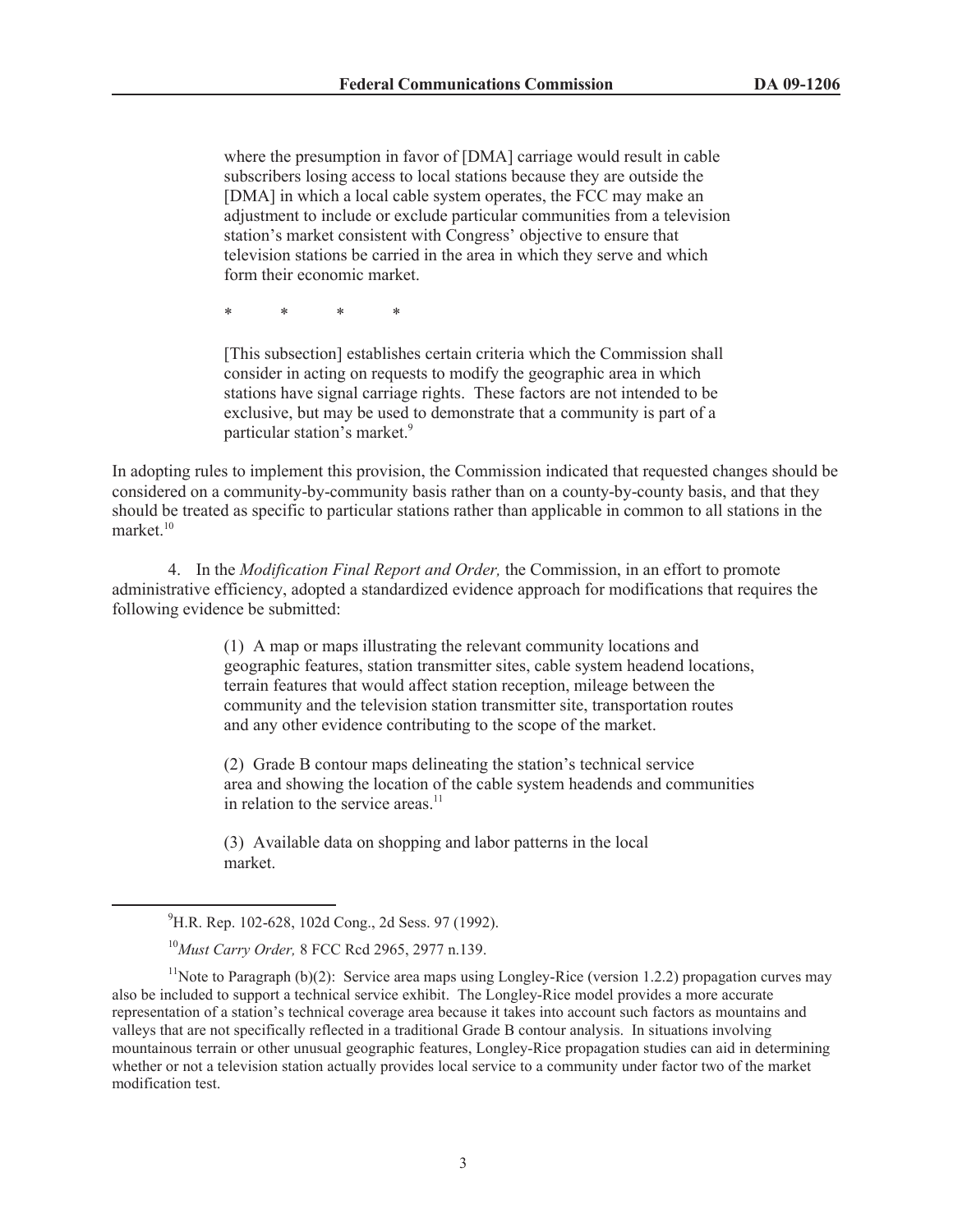> where the presumption in favor of [DMA] carriage would result in cable subscribers losing access to local stations because they are outside the [DMA] in which a local cable system operates, the FCC may make an adjustment to include or exclude particular communities from a television station's market consistent with Congress' objective to ensure that television stations be carried in the area in which they serve and which form their economic market.
>
> \* \* \* \*
>
> [This subsection] establishes certain criteria which the Commission shall consider in acting on requests to modify the geographic area in which stations have signal carriage rights. These factors are not intended to be exclusive, but may be used to demonstrate that a community is part of a particular station's market.[9]

In adopting rules to implement this provision, the Commission indicated that requested changes should be considered on a community-by-community basis rather than on a county-by-county basis, and that they should be treated as specific to particular stations rather than applicable in common to all stations in the market.[10]

4. In the *Modification Final Report and Order,* the Commission, in an effort to promote administrative efficiency, adopted a standardized evidence approach for modifications that requires the following evidence be submitted:

> (1) A map or maps illustrating the relevant community locations and geographic features, station transmitter sites, cable system headend locations, terrain features that would affect station reception, mileage between the community and the television station transmitter site, transportation routes and any other evidence contributing to the scope of the market.
>
> (2) Grade B contour maps delineating the station's technical service area and showing the location of the cable system headends and communities in relation to the service areas.[11]
>
> (3) Available data on shopping and labor patterns in the local market.

---

[9] H.R. Rep. 102-628, 102d Cong., 2d Sess. 97 (1992).

[10] *Must Carry Order,* 8 FCC Rcd 2965, 2977 n.139.

[11] Note to Paragraph (b)(2): Service area maps using Longley-Rice (version 1.2.2) propagation curves may also be included to support a technical service exhibit. The Longley-Rice model provides a more accurate representation of a station's technical coverage area because it takes into account such factors as mountains and valleys that are not specifically reflected in a traditional Grade B contour analysis. In situations involving mountainous terrain or other unusual geographic features, Longley-Rice propagation studies can aid in determining whether or not a television station actually provides local service to a community under factor two of the market modification test.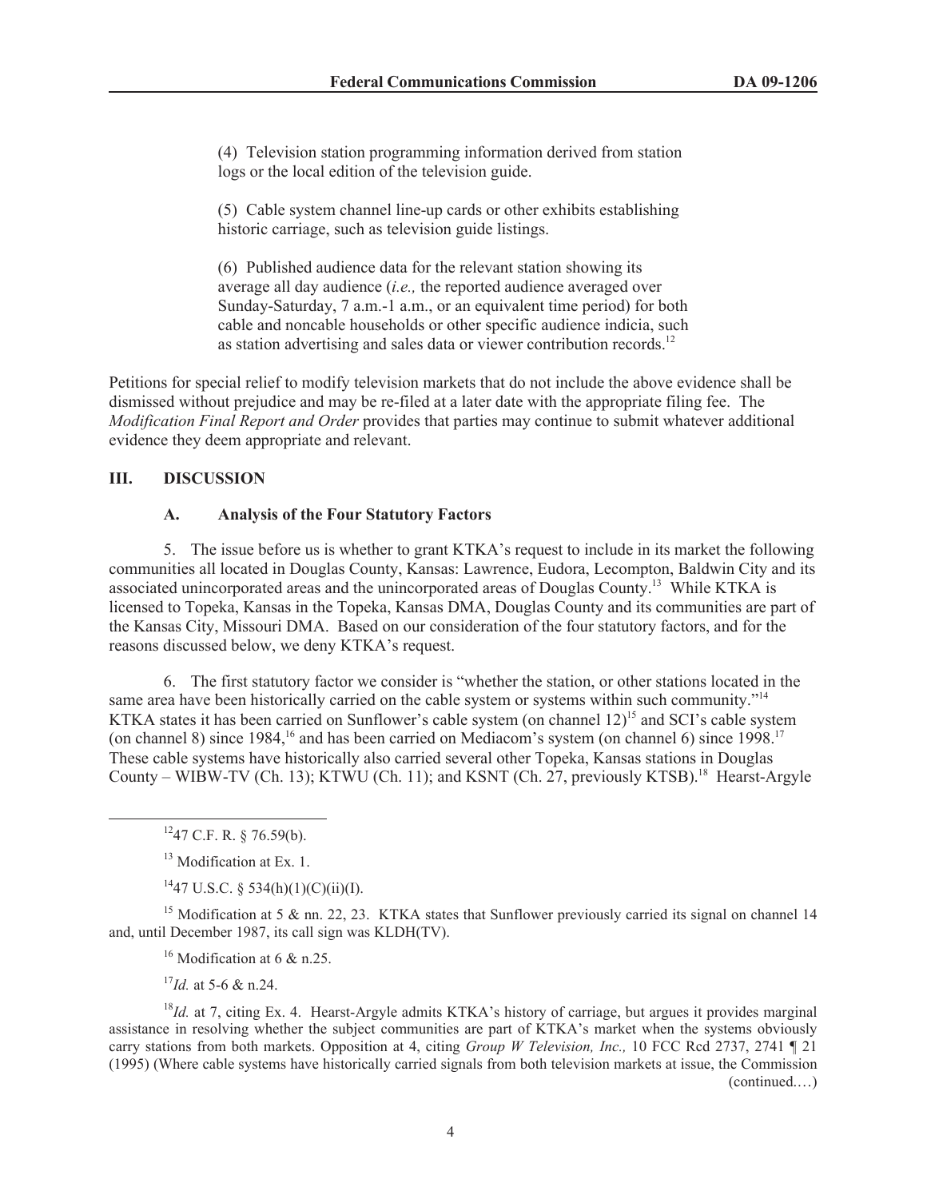(4) Television station programming information derived from station logs or the local edition of the television guide.

(5) Cable system channel line-up cards or other exhibits establishing historic carriage, such as television guide listings.

(6) Published audience data for the relevant station showing its average all day audience (*i.e.,* the reported audience averaged over Sunday-Saturday, 7 a.m.-1 a.m., or an equivalent time period) for both cable and noncable households or other specific audience indicia, such as station advertising and sales data or viewer contribution records.[12]

Petitions for special relief to modify television markets that do not include the above evidence shall be dismissed without prejudice and may be re-filed at a later date with the appropriate filing fee. The *Modification Final Report and Order* provides that parties may continue to submit whatever additional evidence they deem appropriate and relevant.

## III. DISCUSSION

### A. Analysis of the Four Statutory Factors

5. The issue before us is whether to grant KTKA's request to include in its market the following communities all located in Douglas County, Kansas: Lawrence, Eudora, Lecompton, Baldwin City and its associated unincorporated areas and the unincorporated areas of Douglas County.[13] While KTKA is licensed to Topeka, Kansas in the Topeka, Kansas DMA, Douglas County and its communities are part of the Kansas City, Missouri DMA. Based on our consideration of the four statutory factors, and for the reasons discussed below, we deny KTKA's request.

6. The first statutory factor we consider is "whether the station, or other stations located in the same area have been historically carried on the cable system or systems within such community."[14] KTKA states it has been carried on Sunflower's cable system (on channel 12)[15] and SCI's cable system (on channel 8) since 1984,[16] and has been carried on Mediacom's system (on channel 6) since 1998.[17] These cable systems have historically also carried several other Topeka, Kansas stations in Douglas County – WIBW-TV (Ch. 13); KTWU (Ch. 11); and KSNT (Ch. 27, previously KTSB).[18] Hearst-Argyle

---

[12] 47 C.F. R. § 76.59(b).

[13] Modification at Ex. 1.

[14] 47 U.S.C. § 534(h)(1)(C)(ii)(I).

[15] Modification at 5 & nn. 22, 23. KTKA states that Sunflower previously carried its signal on channel 14 and, until December 1987, its call sign was KLDH(TV).

[16] Modification at 6 & n.25.

[17] *Id.* at 5-6 & n.24.

[18] *Id.* at 7, citing Ex. 4. Hearst-Argyle admits KTKA's history of carriage, but argues it provides marginal assistance in resolving whether the subject communities are part of KTKA's market when the systems obviously carry stations from both markets. Opposition at 4, citing *Group W Television, Inc.,* 10 FCC Rcd 2737, 2741 ¶ 21 (1995) (Where cable systems have historically carried signals from both television markets at issue, the Commission (continued....)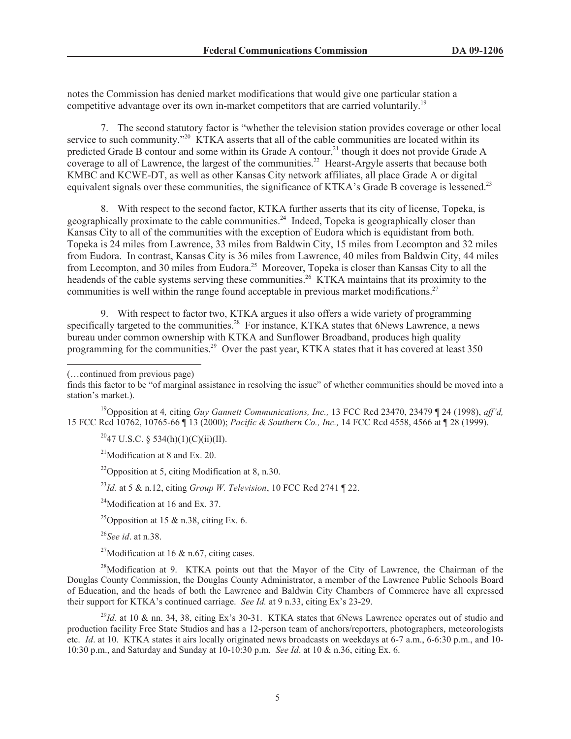notes the Commission has denied market modifications that would give one particular station a competitive advantage over its own in-market competitors that are carried voluntarily.[19]

7. The second statutory factor is "whether the television station provides coverage or other local service to such community."[20] KTKA asserts that all of the cable communities are located within its predicted Grade B contour and some within its Grade A contour,[21] though it does not provide Grade A coverage to all of Lawrence, the largest of the communities.[22] Hearst-Argyle asserts that because both KMBC and KCWE-DT, as well as other Kansas City network affiliates, all place Grade A or digital equivalent signals over these communities, the significance of KTKA's Grade B coverage is lessened.[23]

8. With respect to the second factor, KTKA further asserts that its city of license, Topeka, is geographically proximate to the cable communities.[24] Indeed, Topeka is geographically closer than Kansas City to all of the communities with the exception of Eudora which is equidistant from both. Topeka is 24 miles from Lawrence, 33 miles from Baldwin City, 15 miles from Lecompton and 32 miles from Eudora. In contrast, Kansas City is 36 miles from Lawrence, 40 miles from Baldwin City, 44 miles from Lecompton, and 30 miles from Eudora.[25] Moreover, Topeka is closer than Kansas City to all the headends of the cable systems serving these communities.[26] KTKA maintains that its proximity to the communities is well within the range found acceptable in previous market modifications.[27]

9. With respect to factor two, KTKA argues it also offers a wide variety of programming specifically targeted to the communities.[28] For instance, KTKA states that 6News Lawrence, a news bureau under common ownership with KTKA and Sunflower Broadband, produces high quality programming for the communities.[29] Over the past year, KTKA states that it has covered at least 350

---

(…continued from previous page)

finds this factor to be "of marginal assistance in resolving the issue" of whether communities should be moved into a station's market.).

[19]Opposition at 4*,* citing *Guy Gannett Communications, Inc.,* 13 FCC Rcd 23470, 23479 ¶ 24 (1998), *aff'd,* 15 FCC Rcd 10762, 10765-66 ¶ 13 (2000); *Pacific & Southern Co., Inc.,* 14 FCC Rcd 4558, 4566 at ¶ 28 (1999).

[20]47 U.S.C. § 534(h)(1)(C)(ii)(II).

[21]Modification at 8 and Ex. 20.

[22]Opposition at 5, citing Modification at 8, n.30.

[23]*Id.* at 5 & n.12, citing *Group W. Television*, 10 FCC Rcd 2741 ¶ 22.

[24]Modification at 16 and Ex. 37.

[25]Opposition at 15 & n.38, citing Ex. 6.

[26]*See id*. at n.38.

[27]Modification at 16 & n.67, citing cases.

[28]Modification at 9. KTKA points out that the Mayor of the City of Lawrence, the Chairman of the Douglas County Commission, the Douglas County Administrator, a member of the Lawrence Public Schools Board of Education, and the heads of both the Lawrence and Baldwin City Chambers of Commerce have all expressed their support for KTKA's continued carriage. *See Id.* at 9 n.33, citing Ex's 23-29.

[29]*Id.* at 10 & nn. 34, 38, citing Ex's 30-31. KTKA states that 6News Lawrence operates out of studio and production facility Free State Studios and has a 12-person team of anchors/reporters, photographers, meteorologists etc. *Id*. at 10. KTKA states it airs locally originated news broadcasts on weekdays at 6-7 a.m., 6-6:30 p.m., and 10-10:30 p.m., and Saturday and Sunday at 10-10:30 p.m. *See Id*. at 10 & n.36, citing Ex. 6.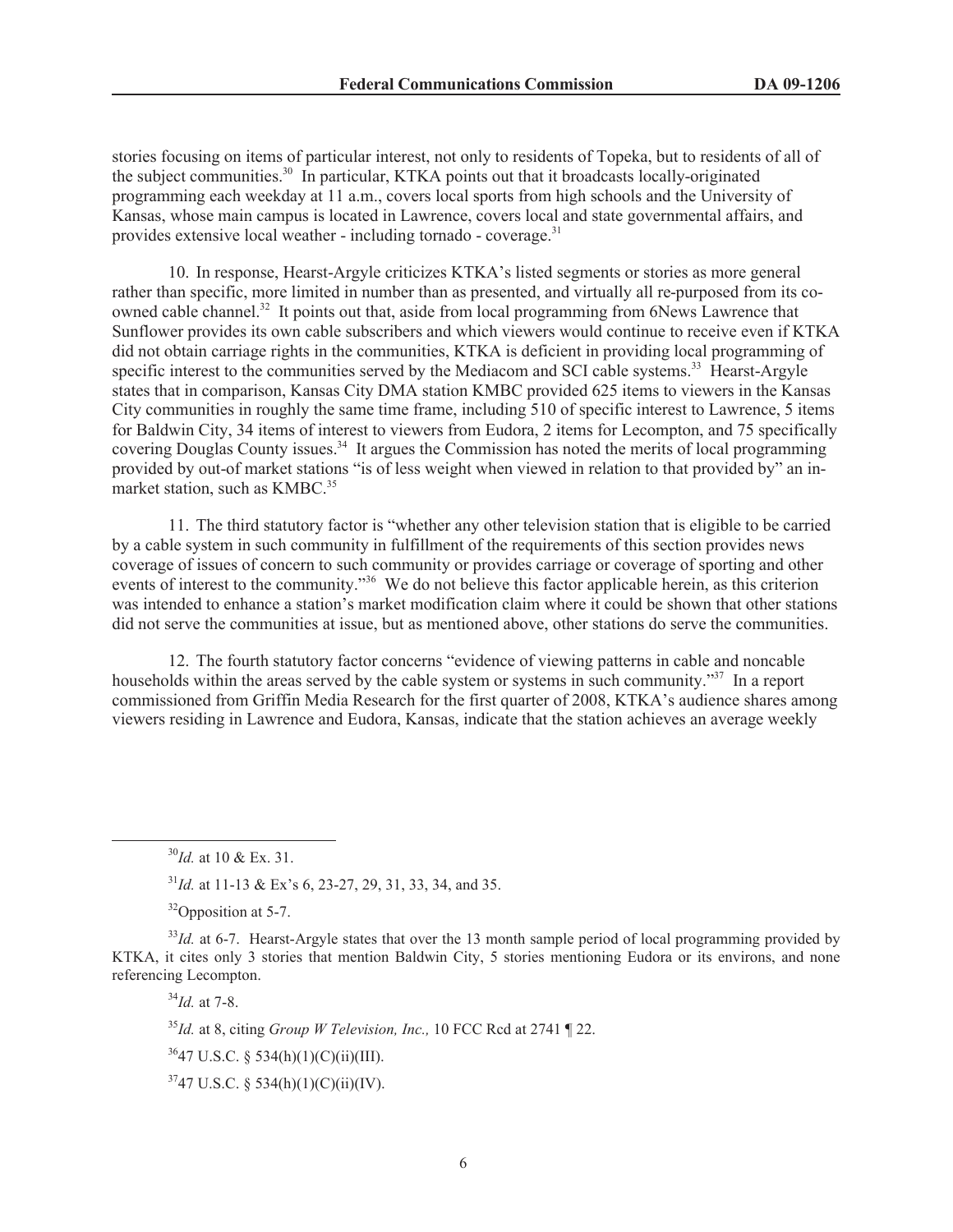stories focusing on items of particular interest, not only to residents of Topeka, but to residents of all of the subject communities.[30] In particular, KTKA points out that it broadcasts locally-originated programming each weekday at 11 a.m., covers local sports from high schools and the University of Kansas, whose main campus is located in Lawrence, covers local and state governmental affairs, and provides extensive local weather - including tornado - coverage.[31]

10. In response, Hearst-Argyle criticizes KTKA's listed segments or stories as more general rather than specific, more limited in number than as presented, and virtually all re-purposed from its co-owned cable channel.[32] It points out that, aside from local programming from 6News Lawrence that Sunflower provides its own cable subscribers and which viewers would continue to receive even if KTKA did not obtain carriage rights in the communities, KTKA is deficient in providing local programming of specific interest to the communities served by the Mediacom and SCI cable systems.[33] Hearst-Argyle states that in comparison, Kansas City DMA station KMBC provided 625 items to viewers in the Kansas City communities in roughly the same time frame, including 510 of specific interest to Lawrence, 5 items for Baldwin City, 34 items of interest to viewers from Eudora, 2 items for Lecompton, and 75 specifically covering Douglas County issues.[34] It argues the Commission has noted the merits of local programming provided by out-of market stations "is of less weight when viewed in relation to that provided by" an in-market station, such as KMBC.[35]

11. The third statutory factor is "whether any other television station that is eligible to be carried by a cable system in such community in fulfillment of the requirements of this section provides news coverage of issues of concern to such community or provides carriage or coverage of sporting and other events of interest to the community."[36] We do not believe this factor applicable herein, as this criterion was intended to enhance a station's market modification claim where it could be shown that other stations did not serve the communities at issue, but as mentioned above, other stations do serve the communities.

12. The fourth statutory factor concerns "evidence of viewing patterns in cable and noncable households within the areas served by the cable system or systems in such community."[37] In a report commissioned from Griffin Media Research for the first quarter of 2008, KTKA's audience shares among viewers residing in Lawrence and Eudora, Kansas, indicate that the station achieves an average weekly

---

[30] *Id.* at 10 & Ex. 31.

[31] *Id.* at 11-13 & Ex's 6, 23-27, 29, 31, 33, 34, and 35.

[32] Opposition at 5-7.

[33] *Id.* at 6-7. Hearst-Argyle states that over the 13 month sample period of local programming provided by KTKA, it cites only 3 stories that mention Baldwin City, 5 stories mentioning Eudora or its environs, and none referencing Lecompton.

[34] *Id.* at 7-8.

[35] *Id.* at 8, citing *Group W Television, Inc.,* 10 FCC Rcd at 2741 ¶ 22.

[36] 47 U.S.C. § 534(h)(1)(C)(ii)(III).

[37] 47 U.S.C. § 534(h)(1)(C)(ii)(IV).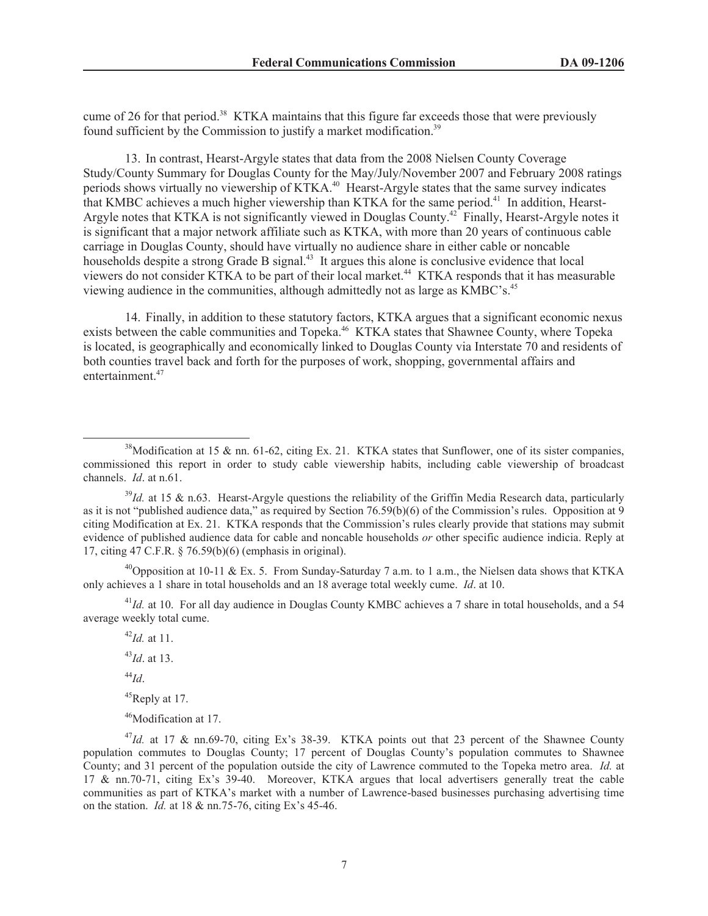cume of 26 for that period.[38] KTKA maintains that this figure far exceeds those that were previously found sufficient by the Commission to justify a market modification.[39]

13. In contrast, Hearst-Argyle states that data from the 2008 Nielsen County Coverage Study/County Summary for Douglas County for the May/July/November 2007 and February 2008 ratings periods shows virtually no viewership of KTKA.[40] Hearst-Argyle states that the same survey indicates that KMBC achieves a much higher viewership than KTKA for the same period.[41] In addition, Hearst-Argyle notes that KTKA is not significantly viewed in Douglas County.[42] Finally, Hearst-Argyle notes it is significant that a major network affiliate such as KTKA, with more than 20 years of continuous cable carriage in Douglas County, should have virtually no audience share in either cable or noncable households despite a strong Grade B signal.[43] It argues this alone is conclusive evidence that local viewers do not consider KTKA to be part of their local market.[44] KTKA responds that it has measurable viewing audience in the communities, although admittedly not as large as KMBC's.[45]

14. Finally, in addition to these statutory factors, KTKA argues that a significant economic nexus exists between the cable communities and Topeka.[46] KTKA states that Shawnee County, where Topeka is located, is geographically and economically linked to Douglas County via Interstate 70 and residents of both counties travel back and forth for the purposes of work, shopping, governmental affairs and entertainment.[47]

---

[38] Modification at 15 & nn. 61-62, citing Ex. 21. KTKA states that Sunflower, one of its sister companies, commissioned this report in order to study cable viewership habits, including cable viewership of broadcast channels. *Id*. at n.61.

[39] *Id.* at 15 & n.63. Hearst-Argyle questions the reliability of the Griffin Media Research data, particularly as it is not "published audience data," as required by Section 76.59(b)(6) of the Commission's rules. Opposition at 9 citing Modification at Ex. 21. KTKA responds that the Commission's rules clearly provide that stations may submit evidence of published audience data for cable and noncable households *or* other specific audience indicia. Reply at 17, citing 47 C.F.R. § 76.59(b)(6) (emphasis in original).

[40] Opposition at 10-11 & Ex. 5. From Sunday-Saturday 7 a.m. to 1 a.m., the Nielsen data shows that KTKA only achieves a 1 share in total households and an 18 average total weekly cume. *Id*. at 10.

[41] *Id.* at 10. For all day audience in Douglas County KMBC achieves a 7 share in total households, and a 54 average weekly total cume.

[42] *Id.* at 11.

[43] *Id*. at 13.

[44] *Id*.

[45] Reply at 17.

[46] Modification at 17.

[47] *Id.* at 17 & nn.69-70, citing Ex's 38-39. KTKA points out that 23 percent of the Shawnee County population commutes to Douglas County; 17 percent of Douglas County's population commutes to Shawnee County; and 31 percent of the population outside the city of Lawrence commuted to the Topeka metro area. *Id.* at 17 & nn.70-71, citing Ex's 39-40. Moreover, KTKA argues that local advertisers generally treat the cable communities as part of KTKA's market with a number of Lawrence-based businesses purchasing advertising time on the station. *Id.* at 18 & nn.75-76, citing Ex's 45-46.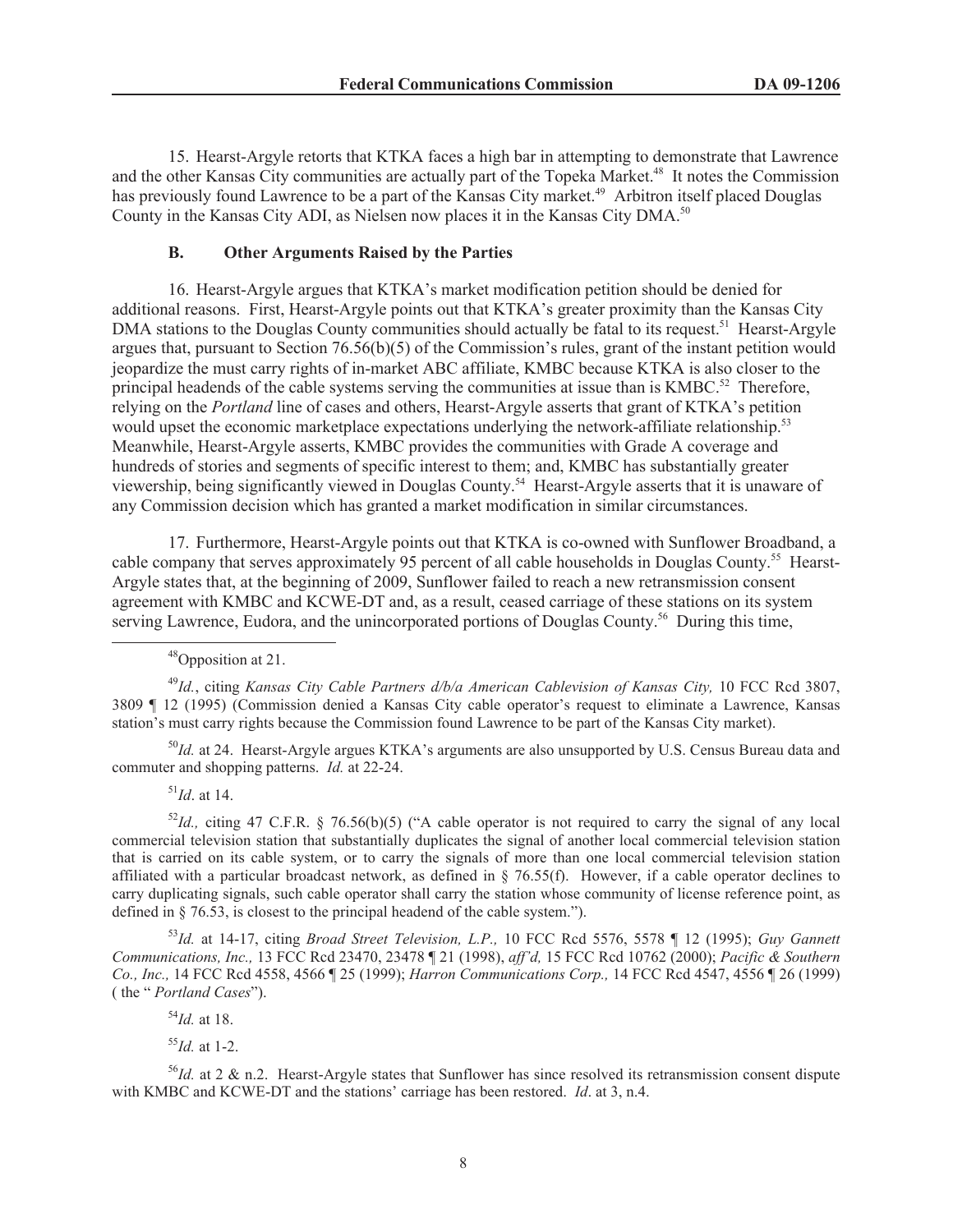15. Hearst-Argyle retorts that KTKA faces a high bar in attempting to demonstrate that Lawrence and the other Kansas City communities are actually part of the Topeka Market.[48] It notes the Commission has previously found Lawrence to be a part of the Kansas City market.[49] Arbitron itself placed Douglas County in the Kansas City ADI, as Nielsen now places it in the Kansas City DMA.[50]

### B. Other Arguments Raised by the Parties

16. Hearst-Argyle argues that KTKA's market modification petition should be denied for additional reasons. First, Hearst-Argyle points out that KTKA's greater proximity than the Kansas City DMA stations to the Douglas County communities should actually be fatal to its request.[51] Hearst-Argyle argues that, pursuant to Section 76.56(b)(5) of the Commission's rules, grant of the instant petition would jeopardize the must carry rights of in-market ABC affiliate, KMBC because KTKA is also closer to the principal headends of the cable systems serving the communities at issue than is KMBC.[52] Therefore, relying on the *Portland* line of cases and others, Hearst-Argyle asserts that grant of KTKA's petition would upset the economic marketplace expectations underlying the network-affiliate relationship.[53] Meanwhile, Hearst-Argyle asserts, KMBC provides the communities with Grade A coverage and hundreds of stories and segments of specific interest to them; and, KMBC has substantially greater viewership, being significantly viewed in Douglas County.[54] Hearst-Argyle asserts that it is unaware of any Commission decision which has granted a market modification in similar circumstances.

17. Furthermore, Hearst-Argyle points out that KTKA is co-owned with Sunflower Broadband, a cable company that serves approximately 95 percent of all cable households in Douglas County.[55] Hearst-Argyle states that, at the beginning of 2009, Sunflower failed to reach a new retransmission consent agreement with KMBC and KCWE-DT and, as a result, ceased carriage of these stations on its system serving Lawrence, Eudora, and the unincorporated portions of Douglas County.[56] During this time,

---

[48] Opposition at 21.

[49] *Id.*, citing *Kansas City Cable Partners d/b/a American Cablevision of Kansas City,* 10 FCC Rcd 3807, 3809 ¶ 12 (1995) (Commission denied a Kansas City cable operator's request to eliminate a Lawrence, Kansas station's must carry rights because the Commission found Lawrence to be part of the Kansas City market).

[50] *Id.* at 24. Hearst-Argyle argues KTKA's arguments are also unsupported by U.S. Census Bureau data and commuter and shopping patterns. *Id.* at 22-24.

[51] *Id*. at 14.

[52] *Id.,* citing 47 C.F.R. § 76.56(b)(5) ("A cable operator is not required to carry the signal of any local commercial television station that substantially duplicates the signal of another local commercial television station that is carried on its cable system, or to carry the signals of more than one local commercial television station affiliated with a particular broadcast network, as defined in § 76.55(f). However, if a cable operator declines to carry duplicating signals, such cable operator shall carry the station whose community of license reference point, as defined in § 76.53, is closest to the principal headend of the cable system.").

[53] *Id.* at 14-17, citing *Broad Street Television, L.P.,* 10 FCC Rcd 5576, 5578 ¶ 12 (1995); *Guy Gannett Communications, Inc.,* 13 FCC Rcd 23470, 23478 ¶ 21 (1998), *aff'd,* 15 FCC Rcd 10762 (2000); *Pacific & Southern Co., Inc.,* 14 FCC Rcd 4558, 4566 ¶ 25 (1999); *Harron Communications Corp.,* 14 FCC Rcd 4547, 4556 ¶ 26 (1999) ( the " *Portland Cases*").

[54] *Id.* at 18.

[55] *Id.* at 1-2.

[56] *Id.* at 2 & n.2. Hearst-Argyle states that Sunflower has since resolved its retransmission consent dispute with KMBC and KCWE-DT and the stations' carriage has been restored. *Id*. at 3, n.4.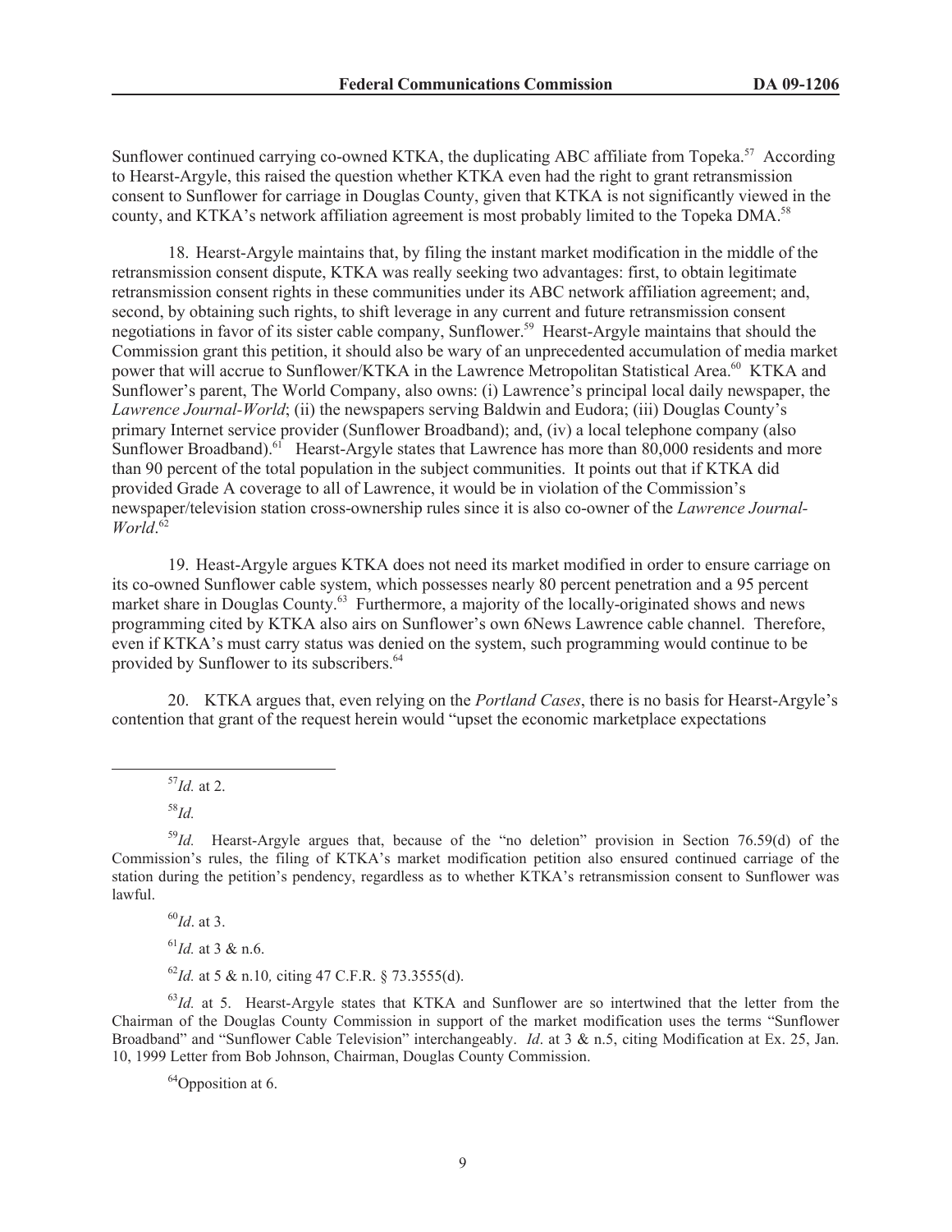Sunflower continued carrying co-owned KTKA, the duplicating ABC affiliate from Topeka.[57] According to Hearst-Argyle, this raised the question whether KTKA even had the right to grant retransmission consent to Sunflower for carriage in Douglas County, given that KTKA is not significantly viewed in the county, and KTKA's network affiliation agreement is most probably limited to the Topeka DMA.[58]

18. Hearst-Argyle maintains that, by filing the instant market modification in the middle of the retransmission consent dispute, KTKA was really seeking two advantages: first, to obtain legitimate retransmission consent rights in these communities under its ABC network affiliation agreement; and, second, by obtaining such rights, to shift leverage in any current and future retransmission consent negotiations in favor of its sister cable company, Sunflower.[59] Hearst-Argyle maintains that should the Commission grant this petition, it should also be wary of an unprecedented accumulation of media market power that will accrue to Sunflower/KTKA in the Lawrence Metropolitan Statistical Area.[60] KTKA and Sunflower's parent, The World Company, also owns: (i) Lawrence's principal local daily newspaper, the *Lawrence Journal-World*; (ii) the newspapers serving Baldwin and Eudora; (iii) Douglas County's primary Internet service provider (Sunflower Broadband); and, (iv) a local telephone company (also Sunflower Broadband).[61] Hearst-Argyle states that Lawrence has more than 80,000 residents and more than 90 percent of the total population in the subject communities. It points out that if KTKA did provided Grade A coverage to all of Lawrence, it would be in violation of the Commission's newspaper/television station cross-ownership rules since it is also co-owner of the *Lawrence Journal-World*.[62]

19. Heast-Argyle argues KTKA does not need its market modified in order to ensure carriage on its co-owned Sunflower cable system, which possesses nearly 80 percent penetration and a 95 percent market share in Douglas County.[63] Furthermore, a majority of the locally-originated shows and news programming cited by KTKA also airs on Sunflower's own 6News Lawrence cable channel. Therefore, even if KTKA's must carry status was denied on the system, such programming would continue to be provided by Sunflower to its subscribers.[64]

20. KTKA argues that, even relying on the *Portland Cases*, there is no basis for Hearst-Argyle's contention that grant of the request herein would "upset the economic marketplace expectations

---

[57] *Id.* at 2.

[58] *Id.*

[59] *Id.* Hearst-Argyle argues that, because of the "no deletion" provision in Section 76.59(d) of the Commission's rules, the filing of KTKA's market modification petition also ensured continued carriage of the station during the petition's pendency, regardless as to whether KTKA's retransmission consent to Sunflower was lawful.

[60] *Id*. at 3.

[61] *Id.* at 3 & n.6.

[62] *Id.* at 5 & n.10*,* citing 47 C.F.R. § 73.3555(d).

[63] *Id.* at 5. Hearst-Argyle states that KTKA and Sunflower are so intertwined that the letter from the Chairman of the Douglas County Commission in support of the market modification uses the terms "Sunflower Broadband" and "Sunflower Cable Television" interchangeably. *Id*. at 3 & n.5, citing Modification at Ex. 25, Jan. 10, 1999 Letter from Bob Johnson, Chairman, Douglas County Commission.

[64] Opposition at 6.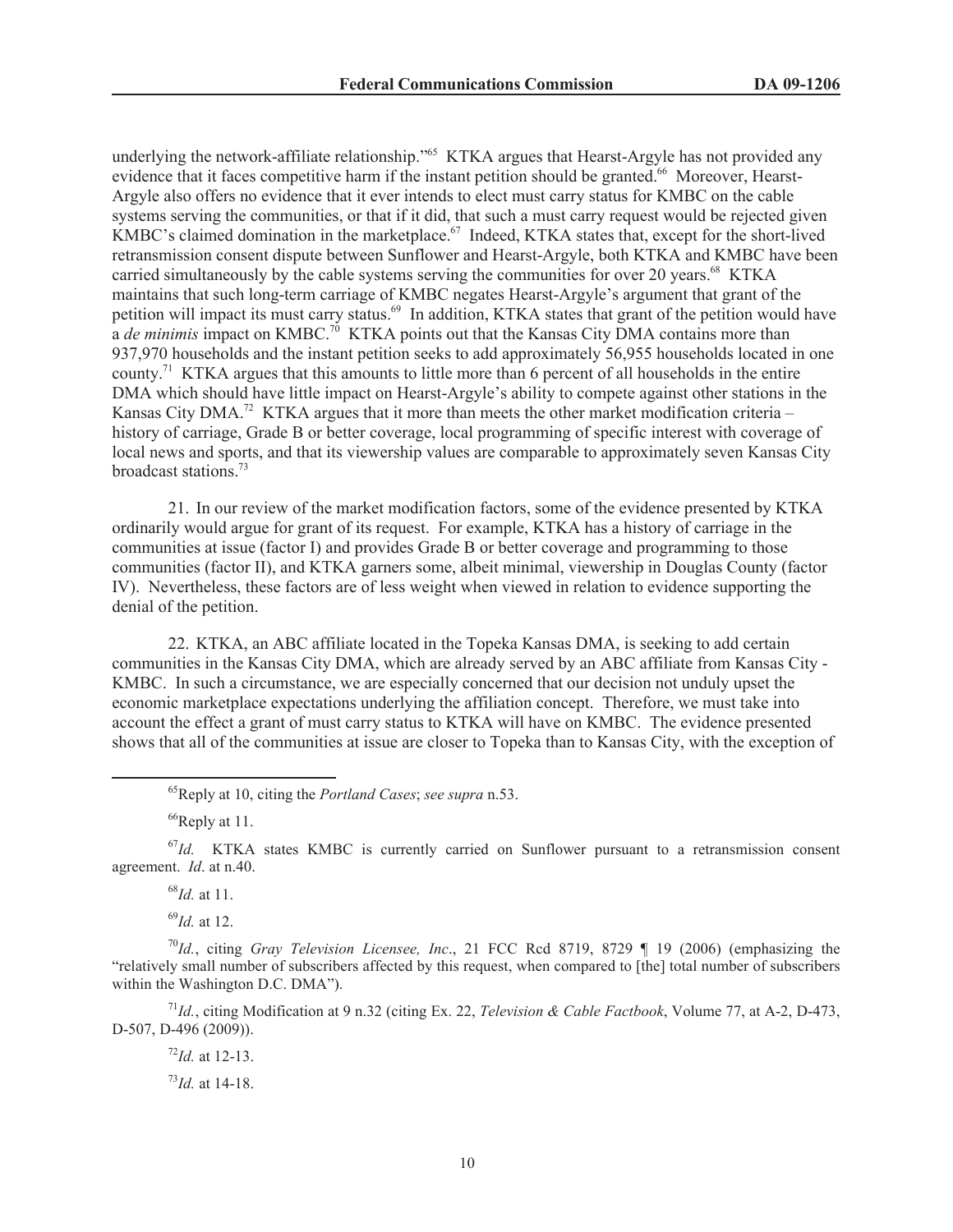underlying the network-affiliate relationship."[65] KTKA argues that Hearst-Argyle has not provided any evidence that it faces competitive harm if the instant petition should be granted.[66] Moreover, Hearst-Argyle also offers no evidence that it ever intends to elect must carry status for KMBC on the cable systems serving the communities, or that if it did, that such a must carry request would be rejected given KMBC's claimed domination in the marketplace.[67] Indeed, KTKA states that, except for the short-lived retransmission consent dispute between Sunflower and Hearst-Argyle, both KTKA and KMBC have been carried simultaneously by the cable systems serving the communities for over 20 years.[68] KTKA maintains that such long-term carriage of KMBC negates Hearst-Argyle's argument that grant of the petition will impact its must carry status.[69] In addition, KTKA states that grant of the petition would have a *de minimis* impact on KMBC.[70] KTKA points out that the Kansas City DMA contains more than 937,970 households and the instant petition seeks to add approximately 56,955 households located in one county.[71] KTKA argues that this amounts to little more than 6 percent of all households in the entire DMA which should have little impact on Hearst-Argyle's ability to compete against other stations in the Kansas City DMA.[72] KTKA argues that it more than meets the other market modification criteria – history of carriage, Grade B or better coverage, local programming of specific interest with coverage of local news and sports, and that its viewership values are comparable to approximately seven Kansas City broadcast stations.[73]

21. In our review of the market modification factors, some of the evidence presented by KTKA ordinarily would argue for grant of its request. For example, KTKA has a history of carriage in the communities at issue (factor I) and provides Grade B or better coverage and programming to those communities (factor II), and KTKA garners some, albeit minimal, viewership in Douglas County (factor IV). Nevertheless, these factors are of less weight when viewed in relation to evidence supporting the denial of the petition.

22. KTKA, an ABC affiliate located in the Topeka Kansas DMA, is seeking to add certain communities in the Kansas City DMA, which are already served by an ABC affiliate from Kansas City - KMBC. In such a circumstance, we are especially concerned that our decision not unduly upset the economic marketplace expectations underlying the affiliation concept. Therefore, we must take into account the effect a grant of must carry status to KTKA will have on KMBC. The evidence presented shows that all of the communities at issue are closer to Topeka than to Kansas City, with the exception of

---

[65] Reply at 10, citing the *Portland Cases*; *see supra* n.53.

[66] Reply at 11.

[67] *Id.* KTKA states KMBC is currently carried on Sunflower pursuant to a retransmission consent agreement. *Id*. at n.40.

[68] *Id.* at 11.

[69] *Id.* at 12.

[70] *Id.*, citing *Gray Television Licensee, Inc*., 21 FCC Rcd 8719, 8729 ¶ 19 (2006) (emphasizing the "relatively small number of subscribers affected by this request, when compared to [the] total number of subscribers within the Washington D.C. DMA").

[71] *Id.*, citing Modification at 9 n.32 (citing Ex. 22, *Television & Cable Factbook*, Volume 77, at A-2, D-473, D-507, D-496 (2009)).

[72] *Id.* at 12-13.

[73] *Id.* at 14-18.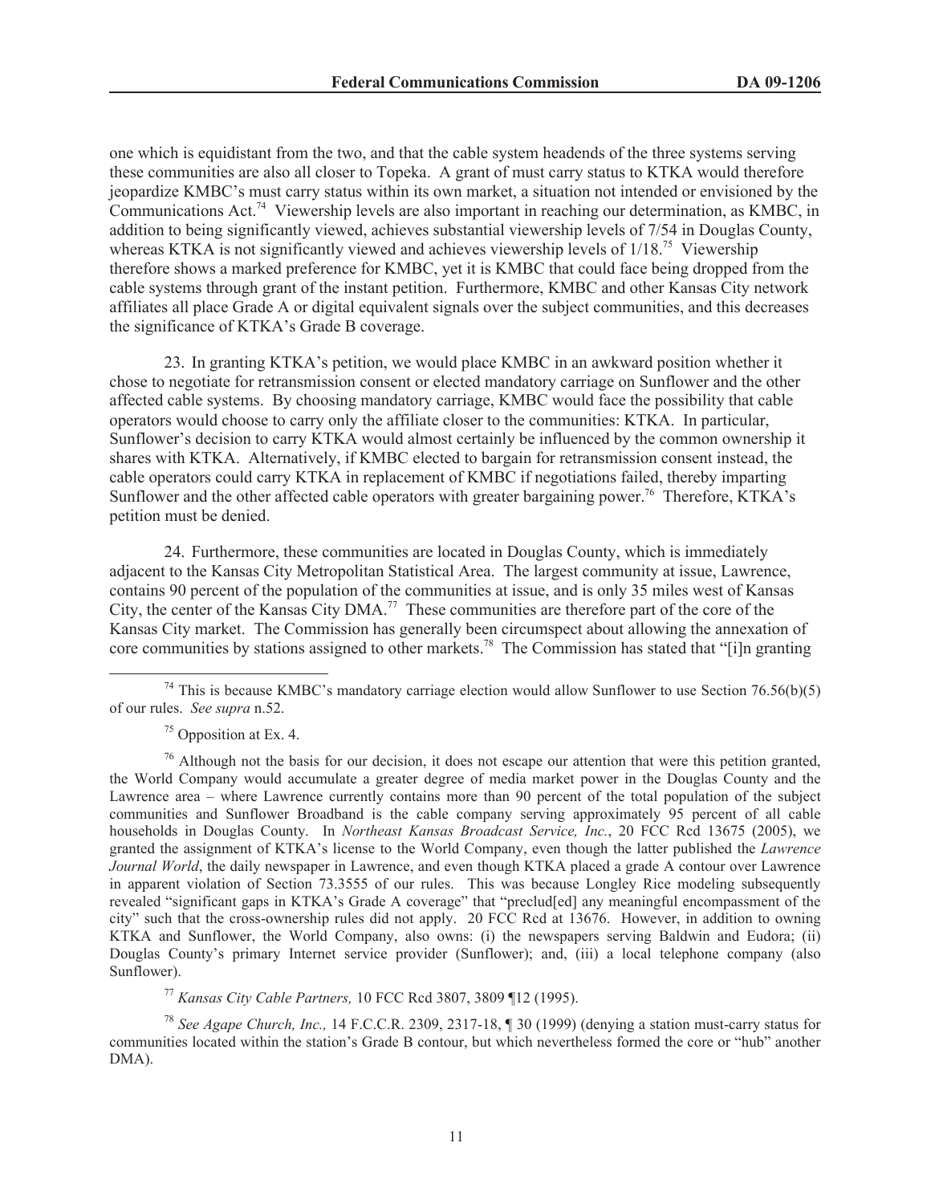one which is equidistant from the two, and that the cable system headends of the three systems serving these communities are also all closer to Topeka. A grant of must carry status to KTKA would therefore jeopardize KMBC's must carry status within its own market, a situation not intended or envisioned by the Communications Act.[74] Viewership levels are also important in reaching our determination, as KMBC, in addition to being significantly viewed, achieves substantial viewership levels of 7/54 in Douglas County, whereas KTKA is not significantly viewed and achieves viewership levels of 1/18.[75] Viewership therefore shows a marked preference for KMBC, yet it is KMBC that could face being dropped from the cable systems through grant of the instant petition. Furthermore, KMBC and other Kansas City network affiliates all place Grade A or digital equivalent signals over the subject communities, and this decreases the significance of KTKA's Grade B coverage.

23. In granting KTKA's petition, we would place KMBC in an awkward position whether it chose to negotiate for retransmission consent or elected mandatory carriage on Sunflower and the other affected cable systems. By choosing mandatory carriage, KMBC would face the possibility that cable operators would choose to carry only the affiliate closer to the communities: KTKA. In particular, Sunflower's decision to carry KTKA would almost certainly be influenced by the common ownership it shares with KTKA. Alternatively, if KMBC elected to bargain for retransmission consent instead, the cable operators could carry KTKA in replacement of KMBC if negotiations failed, thereby imparting Sunflower and the other affected cable operators with greater bargaining power.[76] Therefore, KTKA's petition must be denied.

24. Furthermore, these communities are located in Douglas County, which is immediately adjacent to the Kansas City Metropolitan Statistical Area. The largest community at issue, Lawrence, contains 90 percent of the population of the communities at issue, and is only 35 miles west of Kansas City, the center of the Kansas City DMA.[77] These communities are therefore part of the core of the Kansas City market. The Commission has generally been circumspect about allowing the annexation of core communities by stations assigned to other markets.[78] The Commission has stated that "[i]n granting

---

[74] This is because KMBC's mandatory carriage election would allow Sunflower to use Section 76.56(b)(5) of our rules. *See supra* n.52.

[75] Opposition at Ex. 4.

[76] Although not the basis for our decision, it does not escape our attention that were this petition granted, the World Company would accumulate a greater degree of media market power in the Douglas County and the Lawrence area – where Lawrence currently contains more than 90 percent of the total population of the subject communities and Sunflower Broadband is the cable company serving approximately 95 percent of all cable households in Douglas County. In *Northeast Kansas Broadcast Service, Inc.*, 20 FCC Rcd 13675 (2005), we granted the assignment of KTKA's license to the World Company, even though the latter published the *Lawrence Journal World*, the daily newspaper in Lawrence, and even though KTKA placed a grade A contour over Lawrence in apparent violation of Section 73.3555 of our rules. This was because Longley Rice modeling subsequently revealed "significant gaps in KTKA's Grade A coverage" that "preclud[ed] any meaningful encompassment of the city" such that the cross-ownership rules did not apply. 20 FCC Rcd at 13676. However, in addition to owning KTKA and Sunflower, the World Company, also owns: (i) the newspapers serving Baldwin and Eudora; (ii) Douglas County's primary Internet service provider (Sunflower); and, (iii) a local telephone company (also Sunflower).

[77] *Kansas City Cable Partners,* 10 FCC Rcd 3807, 3809 ¶12 (1995).

[78] *See Agape Church, Inc.,* 14 F.C.C.R. 2309, 2317-18, ¶ 30 (1999) (denying a station must-carry status for communities located within the station's Grade B contour, but which nevertheless formed the core or "hub" another DMA).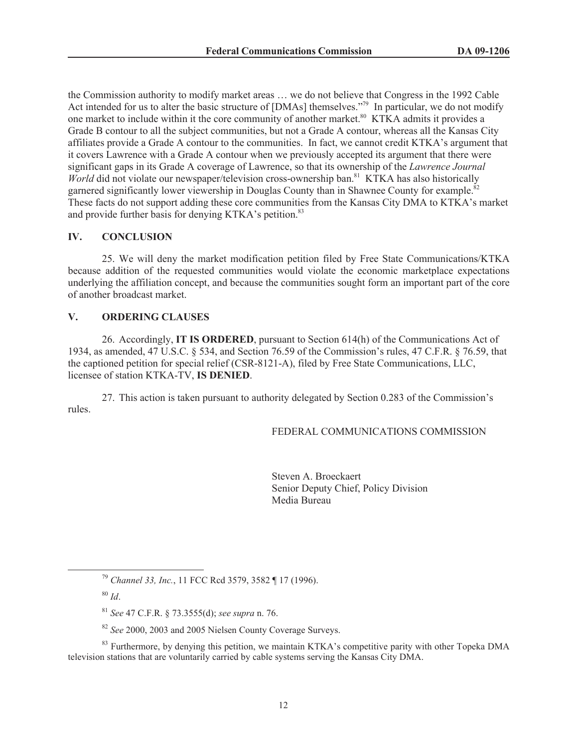the Commission authority to modify market areas … we do not believe that Congress in the 1992 Cable Act intended for us to alter the basic structure of [DMAs] themselves."[79] In particular, we do not modify one market to include within it the core community of another market.[80] KTKA admits it provides a Grade B contour to all the subject communities, but not a Grade A contour, whereas all the Kansas City affiliates provide a Grade A contour to the communities. In fact, we cannot credit KTKA's argument that it covers Lawrence with a Grade A contour when we previously accepted its argument that there were significant gaps in its Grade A coverage of Lawrence, so that its ownership of the *Lawrence Journal World* did not violate our newspaper/television cross-ownership ban.[81] KTKA has also historically garnered significantly lower viewership in Douglas County than in Shawnee County for example.[82] These facts do not support adding these core communities from the Kansas City DMA to KTKA's market and provide further basis for denying KTKA's petition.[83]

## IV. CONCLUSION

25. We will deny the market modification petition filed by Free State Communications/KTKA because addition of the requested communities would violate the economic marketplace expectations underlying the affiliation concept, and because the communities sought form an important part of the core of another broadcast market.

## V. ORDERING CLAUSES

26. Accordingly, **IT IS ORDERED**, pursuant to Section 614(h) of the Communications Act of 1934, as amended, 47 U.S.C. § 534, and Section 76.59 of the Commission's rules, 47 C.F.R. § 76.59, that the captioned petition for special relief (CSR-8121-A), filed by Free State Communications, LLC, licensee of station KTKA-TV, **IS DENIED**.

27. This action is taken pursuant to authority delegated by Section 0.283 of the Commission's rules.

FEDERAL COMMUNICATIONS COMMISSION

Steven A. Broeckaert
Senior Deputy Chief, Policy Division
Media Bureau

---

[79] *Channel 33, Inc.*, 11 FCC Rcd 3579, 3582 ¶ 17 (1996).

[80] *Id*.

[81] *See* 47 C.F.R. § 73.3555(d); *see supra* n. 76.

[82] *See* 2000, 2003 and 2005 Nielsen County Coverage Surveys.

[83] Furthermore, by denying this petition, we maintain KTKA's competitive parity with other Topeka DMA television stations that are voluntarily carried by cable systems serving the Kansas City DMA.